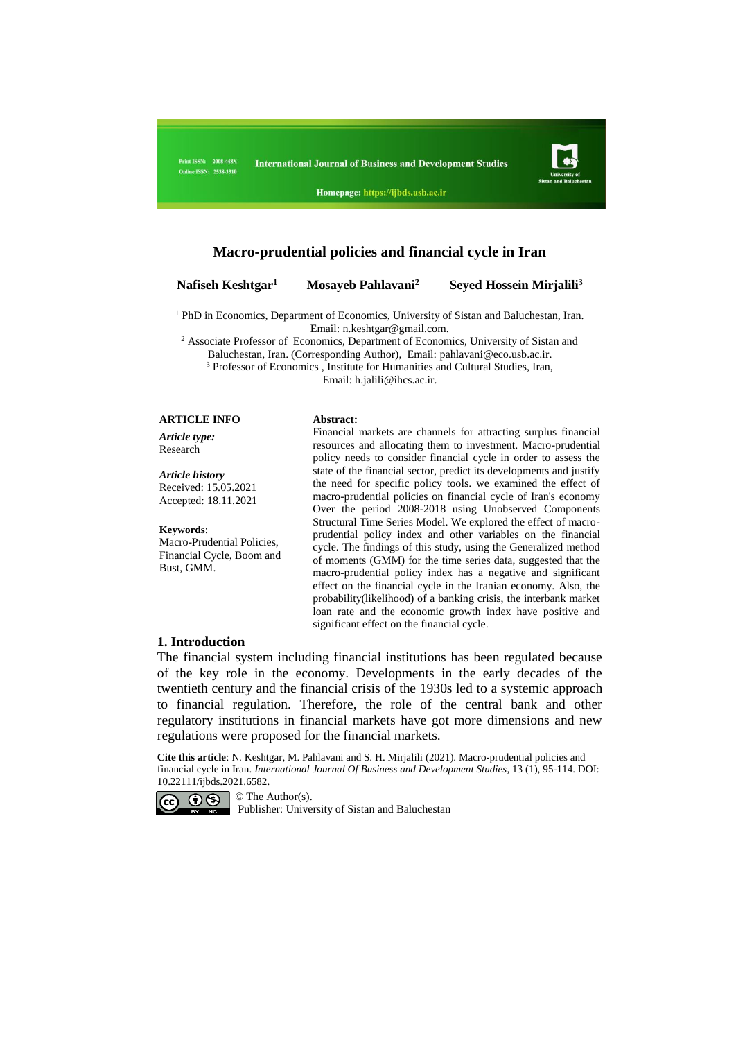Print ISSN: 2008-448X
Online ISSN: 2538-3310

International Journal of Business and Development Studies

Homepage: https://ijbds.usb.ac.ir

# Macro-prudential policies and financial cycle in Iran

**Nafiseh Keshtgar**[1] **Mosayeb Pahlavani**[2] **Seyed Hossein Mirjalili**[3]

[1] PhD in Economics, Department of Economics, University of Sistan and Baluchestan, Iran. Email: n.keshtgar@gmail.com.

[2] Associate Professor of Economics, Department of Economics, University of Sistan and Baluchestan, Iran. (Corresponding Author), Email: pahlavani@eco.usb.ac.ir.

[3] Professor of Economics , Institute for Humanities and Cultural Studies, Iran, Email: h.jalili@ihcs.ac.ir.

**ARTICLE INFO**

***Article type:***
Research

***Article history***
Received: 15.05.2021
Accepted: 18.11.2021

**Keywords**:
Macro-Prudential Policies, Financial Cycle, Boom and Bust, GMM.

**Abstract:**
Financial markets are channels for attracting surplus financial resources and allocating them to investment. Macro-prudential policy needs to consider financial cycle in order to assess the state of the financial sector, predict its developments and justify the need for specific policy tools. we examined the effect of macro-prudential policies on financial cycle of Iran's economy Over the period 2008-2018 using Unobserved Components Structural Time Series Model. We explored the effect of macro-prudential policy index and other variables on the financial cycle. The findings of this study, using the Generalized method of moments (GMM) for the time series data, suggested that the macro-prudential policy index has a negative and significant effect on the financial cycle in the Iranian economy. Also, the probability(likelihood) of a banking crisis, the interbank market loan rate and the economic growth index have positive and significant effect on the financial cycle.

## 1. Introduction

The financial system including financial institutions has been regulated because of the key role in the economy. Developments in the early decades of the twentieth century and the financial crisis of the 1930s led to a systemic approach to financial regulation. Therefore, the role of the central bank and other regulatory institutions in financial markets have got more dimensions and new regulations were proposed for the financial markets.

**Cite this article**: N. Keshtgar, M. Pahlavani and S. H. Mirjalili (2021). Macro-prudential policies and financial cycle in Iran. *International Journal Of Business and Development Studies*, 13 (1), 95-114. DOI: 10.22111/ijbds.2021.6582.

© The Author(s).
Publisher: University of Sistan and Baluchestan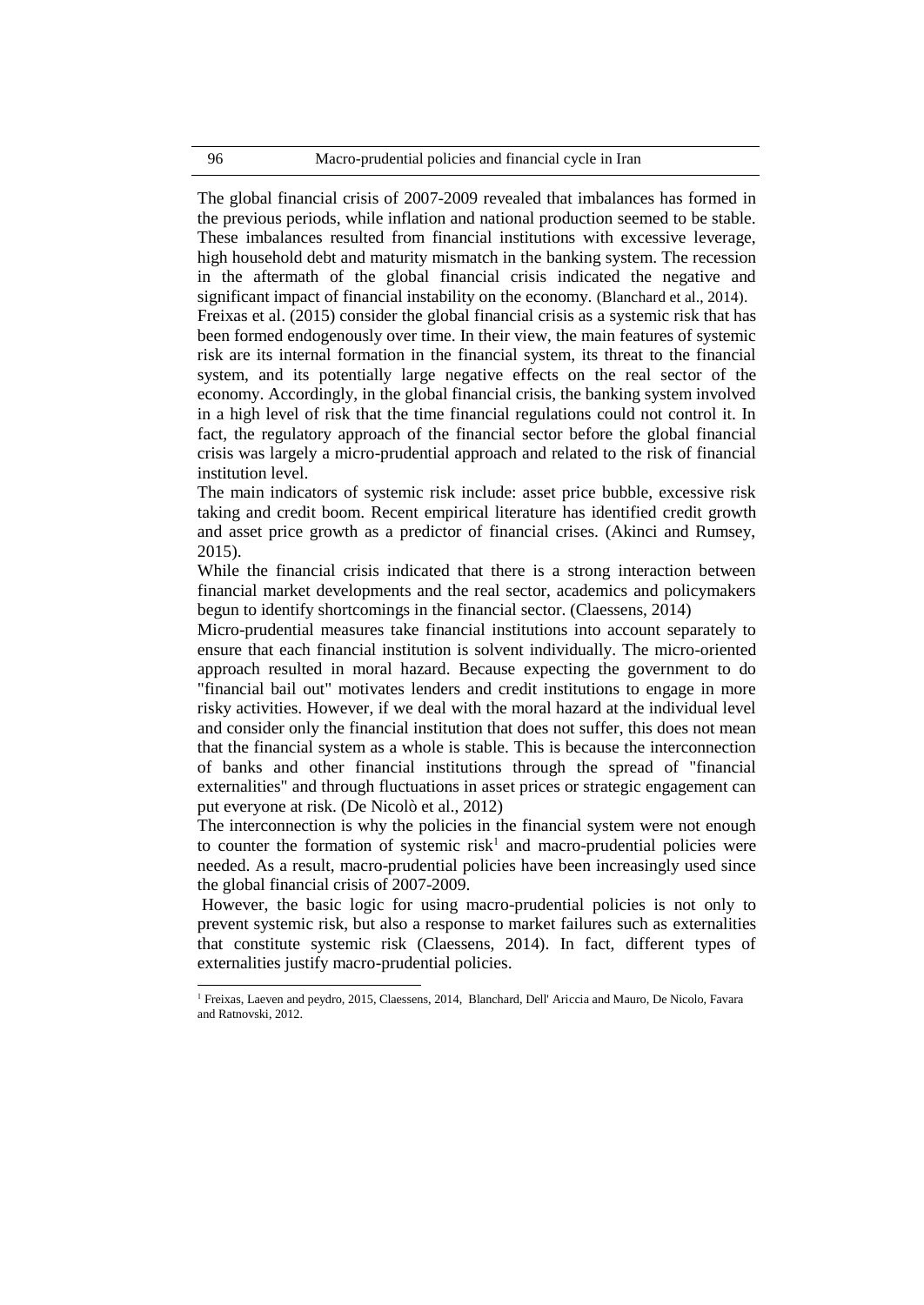The global financial crisis of 2007-2009 revealed that imbalances has formed in the previous periods, while inflation and national production seemed to be stable. These imbalances resulted from financial institutions with excessive leverage, high household debt and maturity mismatch in the banking system. The recession in the aftermath of the global financial crisis indicated the negative and significant impact of financial instability on the economy. (Blanchard et al., 2014).

Freixas et al. (2015) consider the global financial crisis as a systemic risk that has been formed endogenously over time. In their view, the main features of systemic risk are its internal formation in the financial system, its threat to the financial system, and its potentially large negative effects on the real sector of the economy. Accordingly, in the global financial crisis, the banking system involved in a high level of risk that the time financial regulations could not control it. In fact, the regulatory approach of the financial sector before the global financial crisis was largely a micro-prudential approach and related to the risk of financial institution level.

The main indicators of systemic risk include: asset price bubble, excessive risk taking and credit boom. Recent empirical literature has identified credit growth and asset price growth as a predictor of financial crises. (Akinci and Rumsey, 2015).

While the financial crisis indicated that there is a strong interaction between financial market developments and the real sector, academics and policymakers begun to identify shortcomings in the financial sector. (Claessens, 2014)

Micro-prudential measures take financial institutions into account separately to ensure that each financial institution is solvent individually. The micro-oriented approach resulted in moral hazard. Because expecting the government to do "financial bail out" motivates lenders and credit institutions to engage in more risky activities. However, if we deal with the moral hazard at the individual level and consider only the financial institution that does not suffer, this does not mean that the financial system as a whole is stable. This is because the interconnection of banks and other financial institutions through the spread of "financial externalities" and through fluctuations in asset prices or strategic engagement can put everyone at risk. (De Nicolò et al., 2012)

The interconnection is why the policies in the financial system were not enough to counter the formation of systemic risk[1] and macro-prudential policies were needed. As a result, macro-prudential policies have been increasingly used since the global financial crisis of 2007-2009.

However, the basic logic for using macro-prudential policies is not only to prevent systemic risk, but also a response to market failures such as externalities that constitute systemic risk (Claessens, 2014). In fact, different types of externalities justify macro-prudential policies.

---

[1] Freixas, Laeven and peydro, 2015, Claessens, 2014, Blanchard, Dell' Ariccia and Mauro, De Nicolo, Favara and Ratnovski, 2012.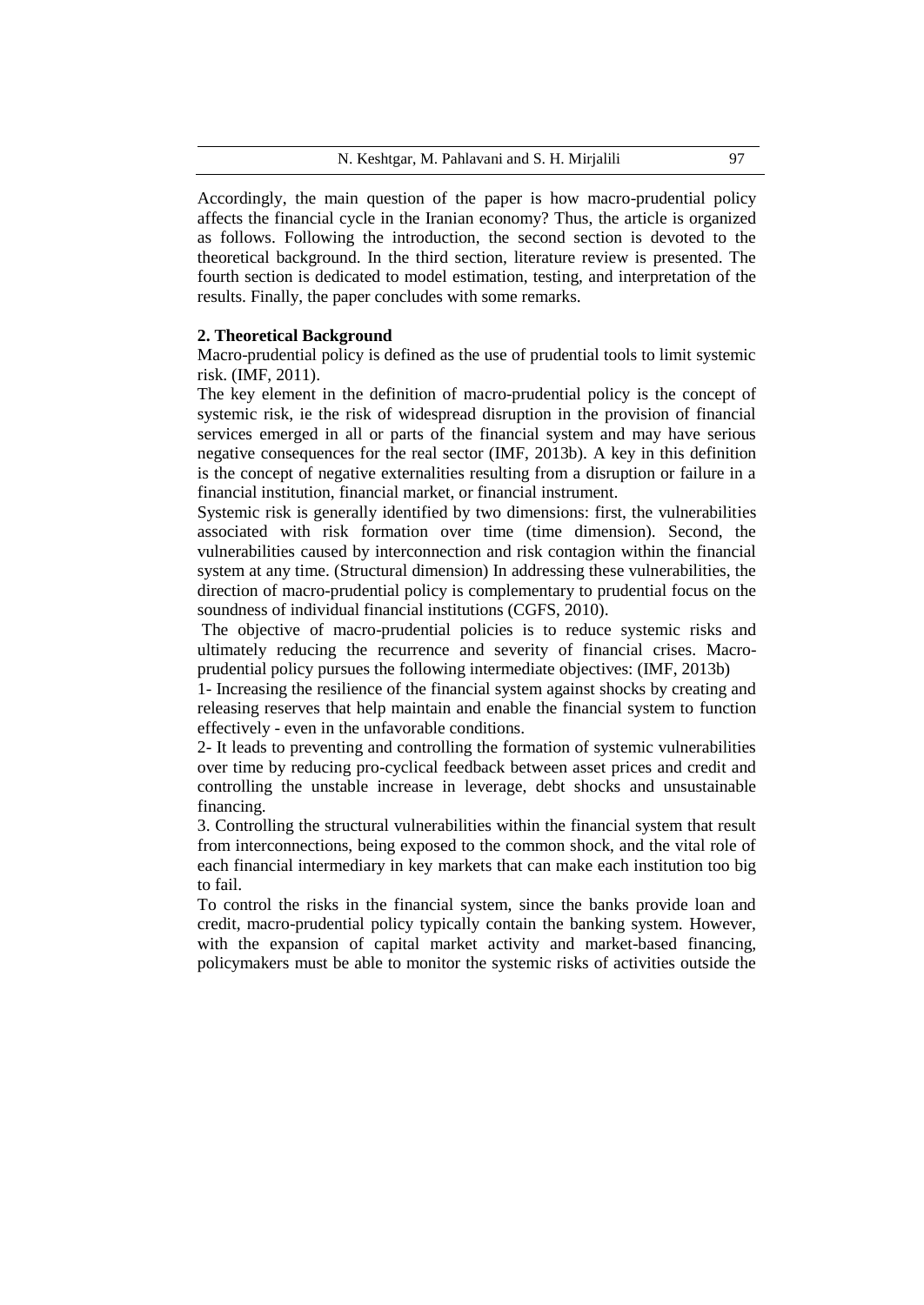Accordingly, the main question of the paper is how macro-prudential policy affects the financial cycle in the Iranian economy? Thus, the article is organized as follows. Following the introduction, the second section is devoted to the theoretical background. In the third section, literature review is presented. The fourth section is dedicated to model estimation, testing, and interpretation of the results. Finally, the paper concludes with some remarks.

## 2. Theoretical Background

Macro-prudential policy is defined as the use of prudential tools to limit systemic risk. (IMF, 2011).

The key element in the definition of macro-prudential policy is the concept of systemic risk, ie the risk of widespread disruption in the provision of financial services emerged in all or parts of the financial system and may have serious negative consequences for the real sector (IMF, 2013b). A key in this definition is the concept of negative externalities resulting from a disruption or failure in a financial institution, financial market, or financial instrument.

Systemic risk is generally identified by two dimensions: first, the vulnerabilities associated with risk formation over time (time dimension). Second, the vulnerabilities caused by interconnection and risk contagion within the financial system at any time. (Structural dimension) In addressing these vulnerabilities, the direction of macro-prudential policy is complementary to prudential focus on the soundness of individual financial institutions (CGFS, 2010).

The objective of macro-prudential policies is to reduce systemic risks and ultimately reducing the recurrence and severity of financial crises. Macro-prudential policy pursues the following intermediate objectives: (IMF, 2013b)

1- Increasing the resilience of the financial system against shocks by creating and releasing reserves that help maintain and enable the financial system to function effectively - even in the unfavorable conditions.

2- It leads to preventing and controlling the formation of systemic vulnerabilities over time by reducing pro-cyclical feedback between asset prices and credit and controlling the unstable increase in leverage, debt shocks and unsustainable financing.

3. Controlling the structural vulnerabilities within the financial system that result from interconnections, being exposed to the common shock, and the vital role of each financial intermediary in key markets that can make each institution too big to fail.

To control the risks in the financial system, since the banks provide loan and credit, macro-prudential policy typically contain the banking system. However, with the expansion of capital market activity and market-based financing, policymakers must be able to monitor the systemic risks of activities outside the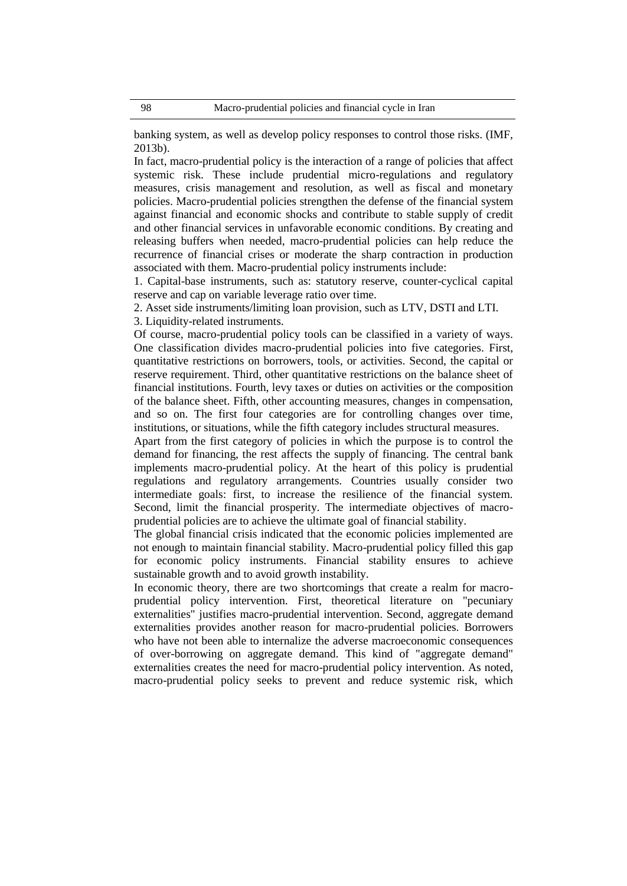banking system, as well as develop policy responses to control those risks. (IMF, 2013b).

In fact, macro-prudential policy is the interaction of a range of policies that affect systemic risk. These include prudential micro-regulations and regulatory measures, crisis management and resolution, as well as fiscal and monetary policies. Macro-prudential policies strengthen the defense of the financial system against financial and economic shocks and contribute to stable supply of credit and other financial services in unfavorable economic conditions. By creating and releasing buffers when needed, macro-prudential policies can help reduce the recurrence of financial crises or moderate the sharp contraction in production associated with them. Macro-prudential policy instruments include:

1. Capital-base instruments, such as: statutory reserve, counter-cyclical capital reserve and cap on variable leverage ratio over time.
2. Asset side instruments/limiting loan provision, such as LTV, DSTI and LTI.
3. Liquidity-related instruments.

Of course, macro-prudential policy tools can be classified in a variety of ways. One classification divides macro-prudential policies into five categories. First, quantitative restrictions on borrowers, tools, or activities. Second, the capital or reserve requirement. Third, other quantitative restrictions on the balance sheet of financial institutions. Fourth, levy taxes or duties on activities or the composition of the balance sheet. Fifth, other accounting measures, changes in compensation, and so on. The first four categories are for controlling changes over time, institutions, or situations, while the fifth category includes structural measures.

Apart from the first category of policies in which the purpose is to control the demand for financing, the rest affects the supply of financing. The central bank implements macro-prudential policy. At the heart of this policy is prudential regulations and regulatory arrangements. Countries usually consider two intermediate goals: first, to increase the resilience of the financial system. Second, limit the financial prosperity. The intermediate objectives of macro-prudential policies are to achieve the ultimate goal of financial stability.

The global financial crisis indicated that the economic policies implemented are not enough to maintain financial stability. Macro-prudential policy filled this gap for economic policy instruments. Financial stability ensures to achieve sustainable growth and to avoid growth instability.

In economic theory, there are two shortcomings that create a realm for macro-prudential policy intervention. First, theoretical literature on "pecuniary externalities" justifies macro-prudential intervention. Second, aggregate demand externalities provides another reason for macro-prudential policies. Borrowers who have not been able to internalize the adverse macroeconomic consequences of over-borrowing on aggregate demand. This kind of "aggregate demand" externalities creates the need for macro-prudential policy intervention. As noted, macro-prudential policy seeks to prevent and reduce systemic risk, which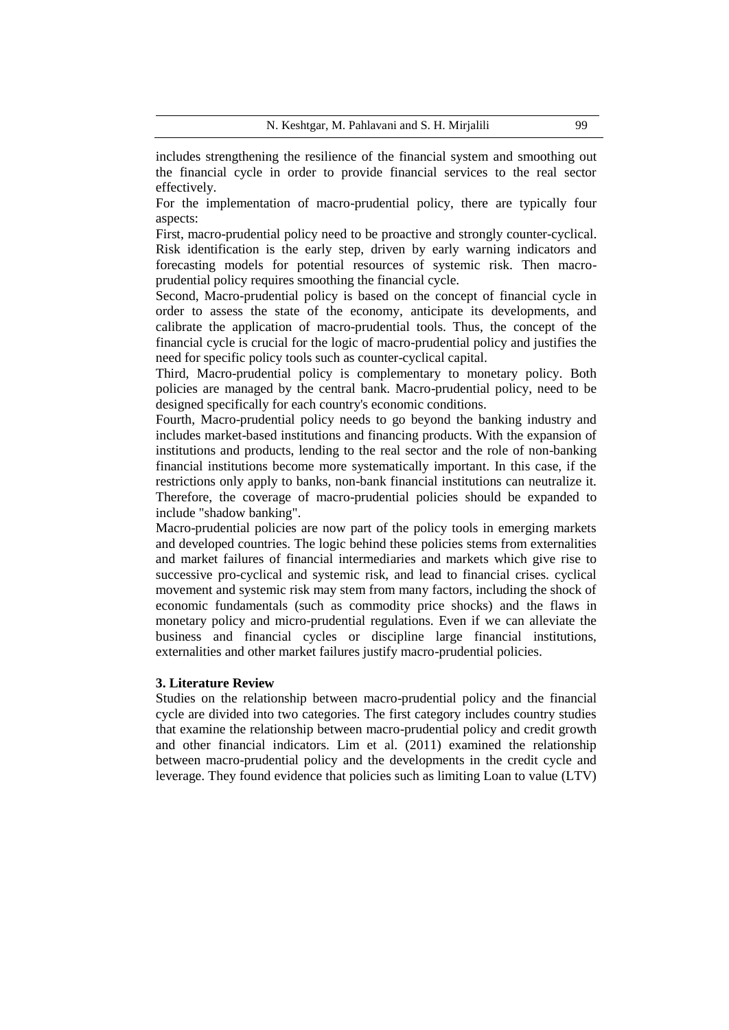includes strengthening the resilience of the financial system and smoothing out the financial cycle in order to provide financial services to the real sector effectively.

For the implementation of macro-prudential policy, there are typically four aspects:

First, macro-prudential policy need to be proactive and strongly counter-cyclical. Risk identification is the early step, driven by early warning indicators and forecasting models for potential resources of systemic risk. Then macro-prudential policy requires smoothing the financial cycle.

Second, Macro-prudential policy is based on the concept of financial cycle in order to assess the state of the economy, anticipate its developments, and calibrate the application of macro-prudential tools. Thus, the concept of the financial cycle is crucial for the logic of macro-prudential policy and justifies the need for specific policy tools such as counter-cyclical capital.

Third, Macro-prudential policy is complementary to monetary policy. Both policies are managed by the central bank. Macro-prudential policy, need to be designed specifically for each country's economic conditions.

Fourth, Macro-prudential policy needs to go beyond the banking industry and includes market-based institutions and financing products. With the expansion of institutions and products, lending to the real sector and the role of non-banking financial institutions become more systematically important. In this case, if the restrictions only apply to banks, non-bank financial institutions can neutralize it. Therefore, the coverage of macro-prudential policies should be expanded to include "shadow banking".

Macro-prudential policies are now part of the policy tools in emerging markets and developed countries. The logic behind these policies stems from externalities and market failures of financial intermediaries and markets which give rise to successive pro-cyclical and systemic risk, and lead to financial crises. cyclical movement and systemic risk may stem from many factors, including the shock of economic fundamentals (such as commodity price shocks) and the flaws in monetary policy and micro-prudential regulations. Even if we can alleviate the business and financial cycles or discipline large financial institutions, externalities and other market failures justify macro-prudential policies.

### 3. Literature Review

Studies on the relationship between macro-prudential policy and the financial cycle are divided into two categories. The first category includes country studies that examine the relationship between macro-prudential policy and credit growth and other financial indicators. Lim et al. (2011) examined the relationship between macro-prudential policy and the developments in the credit cycle and leverage. They found evidence that policies such as limiting Loan to value (LTV)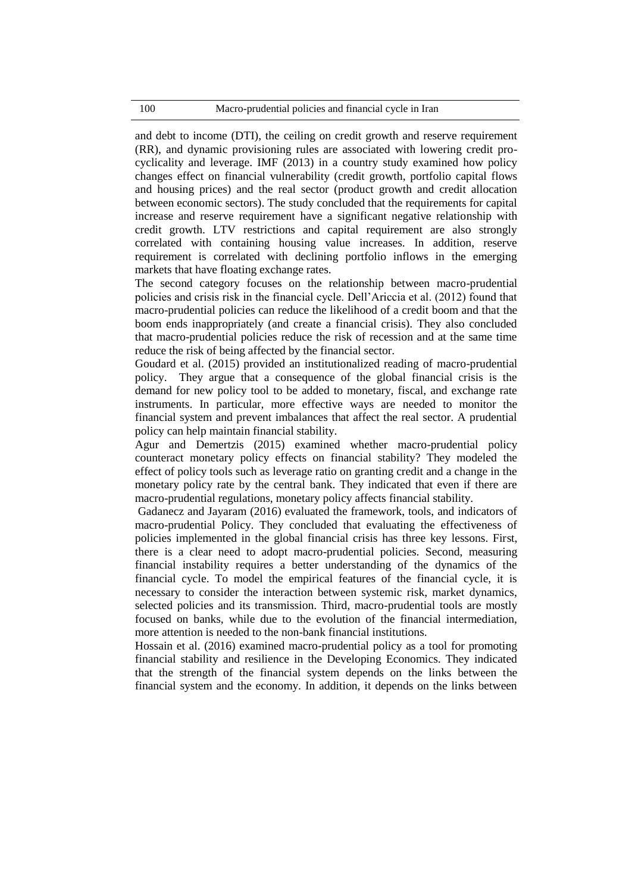and debt to income (DTI), the ceiling on credit growth and reserve requirement (RR), and dynamic provisioning rules are associated with lowering credit pro-cyclicality and leverage. IMF (2013) in a country study examined how policy changes effect on financial vulnerability (credit growth, portfolio capital flows and housing prices) and the real sector (product growth and credit allocation between economic sectors). The study concluded that the requirements for capital increase and reserve requirement have a significant negative relationship with credit growth. LTV restrictions and capital requirement are also strongly correlated with containing housing value increases. In addition, reserve requirement is correlated with declining portfolio inflows in the emerging markets that have floating exchange rates.

The second category focuses on the relationship between macro-prudential policies and crisis risk in the financial cycle. Dell'Ariccia et al. (2012) found that macro-prudential policies can reduce the likelihood of a credit boom and that the boom ends inappropriately (and create a financial crisis). They also concluded that macro-prudential policies reduce the risk of recession and at the same time reduce the risk of being affected by the financial sector.

Goudard et al. (2015) provided an institutionalized reading of macro-prudential policy. They argue that a consequence of the global financial crisis is the demand for new policy tool to be added to monetary, fiscal, and exchange rate instruments. In particular, more effective ways are needed to monitor the financial system and prevent imbalances that affect the real sector. A prudential policy can help maintain financial stability.

Agur and Demertzis (2015) examined whether macro-prudential policy counteract monetary policy effects on financial stability? They modeled the effect of policy tools such as leverage ratio on granting credit and a change in the monetary policy rate by the central bank. They indicated that even if there are macro-prudential regulations, monetary policy affects financial stability.

Gadanecz and Jayaram (2016) evaluated the framework, tools, and indicators of macro-prudential Policy. They concluded that evaluating the effectiveness of policies implemented in the global financial crisis has three key lessons. First, there is a clear need to adopt macro-prudential policies. Second, measuring financial instability requires a better understanding of the dynamics of the financial cycle. To model the empirical features of the financial cycle, it is necessary to consider the interaction between systemic risk, market dynamics, selected policies and its transmission. Third, macro-prudential tools are mostly focused on banks, while due to the evolution of the financial intermediation, more attention is needed to the non-bank financial institutions.

Hossain et al. (2016) examined macro-prudential policy as a tool for promoting financial stability and resilience in the Developing Economics. They indicated that the strength of the financial system depends on the links between the financial system and the economy. In addition, it depends on the links between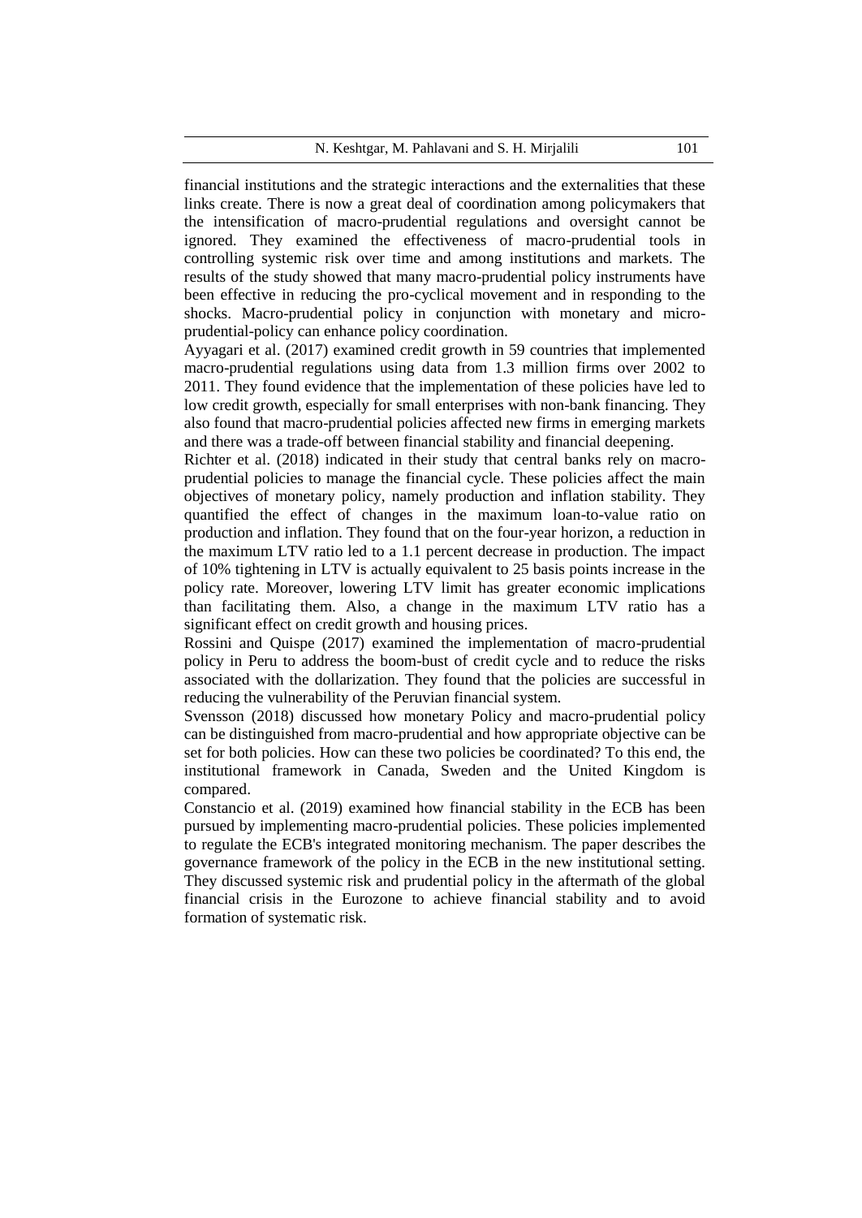financial institutions and the strategic interactions and the externalities that these links create. There is now a great deal of coordination among policymakers that the intensification of macro-prudential regulations and oversight cannot be ignored. They examined the effectiveness of macro-prudential tools in controlling systemic risk over time and among institutions and markets. The results of the study showed that many macro-prudential policy instruments have been effective in reducing the pro-cyclical movement and in responding to the shocks. Macro-prudential policy in conjunction with monetary and micro-prudential-policy can enhance policy coordination.

Ayyagari et al. (2017) examined credit growth in 59 countries that implemented macro-prudential regulations using data from 1.3 million firms over 2002 to 2011. They found evidence that the implementation of these policies have led to low credit growth, especially for small enterprises with non-bank financing. They also found that macro-prudential policies affected new firms in emerging markets and there was a trade-off between financial stability and financial deepening.

Richter et al. (2018) indicated in their study that central banks rely on macro-prudential policies to manage the financial cycle. These policies affect the main objectives of monetary policy, namely production and inflation stability. They quantified the effect of changes in the maximum loan-to-value ratio on production and inflation. They found that on the four-year horizon, a reduction in the maximum LTV ratio led to a 1.1 percent decrease in production. The impact of 10% tightening in LTV is actually equivalent to 25 basis points increase in the policy rate. Moreover, lowering LTV limit has greater economic implications than facilitating them. Also, a change in the maximum LTV ratio has a significant effect on credit growth and housing prices.

Rossini and Quispe (2017) examined the implementation of macro-prudential policy in Peru to address the boom-bust of credit cycle and to reduce the risks associated with the dollarization. They found that the policies are successful in reducing the vulnerability of the Peruvian financial system.

Svensson (2018) discussed how monetary Policy and macro-prudential policy can be distinguished from macro-prudential and how appropriate objective can be set for both policies. How can these two policies be coordinated? To this end, the institutional framework in Canada, Sweden and the United Kingdom is compared.

Constancio et al. (2019) examined how financial stability in the ECB has been pursued by implementing macro-prudential policies. These policies implemented to regulate the ECB's integrated monitoring mechanism. The paper describes the governance framework of the policy in the ECB in the new institutional setting. They discussed systemic risk and prudential policy in the aftermath of the global financial crisis in the Eurozone to achieve financial stability and to avoid formation of systematic risk.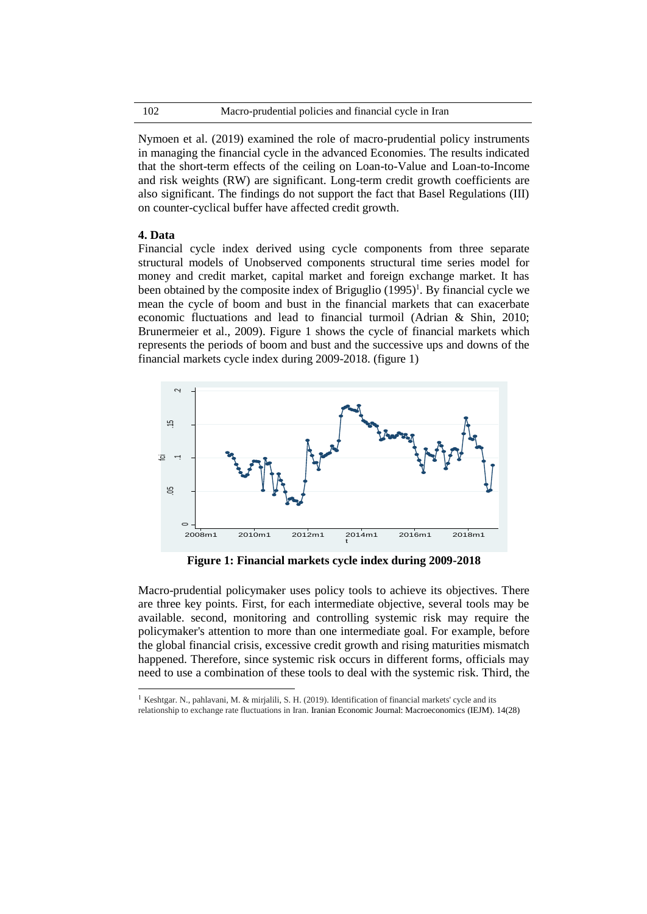Nymoen et al. (2019) examined the role of macro-prudential policy instruments in managing the financial cycle in the advanced Economies. The results indicated that the short-term effects of the ceiling on Loan-to-Value and Loan-to-Income and risk weights (RW) are significant. Long-term credit growth coefficients are also significant. The findings do not support the fact that Basel Regulations (III) on counter-cyclical buffer have affected credit growth.

## 4. Data

Financial cycle index derived using cycle components from three separate structural models of Unobserved components structural time series model for money and credit market, capital market and foreign exchange market. It has been obtained by the composite index of Briguglio (1995)[1]. By financial cycle we mean the cycle of boom and bust in the financial markets that can exacerbate economic fluctuations and lead to financial turmoil (Adrian & Shin, 2010; Brunermeier et al., 2009). Figure 1 shows the cycle of financial markets which represents the periods of boom and bust and the successive ups and downs of the financial markets cycle index during 2009-2018. (figure 1)

**Figure 1: Financial markets cycle index during 2009-2018**

Macro-prudential policymaker uses policy tools to achieve its objectives. There are three key points. First, for each intermediate objective, several tools may be available. second, monitoring and controlling systemic risk may require the policymaker's attention to more than one intermediate goal. For example, before the global financial crisis, excessive credit growth and rising maturities mismatch happened. Therefore, since systemic risk occurs in different forms, officials may need to use a combination of these tools to deal with the systemic risk. Third, the

[1] Keshtgar. N., pahlavani, M. & mirjalili, S. H. (2019). Identification of financial markets' cycle and its relationship to exchange rate fluctuations in Iran. Iranian Economic Journal: Macroeconomics (IEJM). 14(28)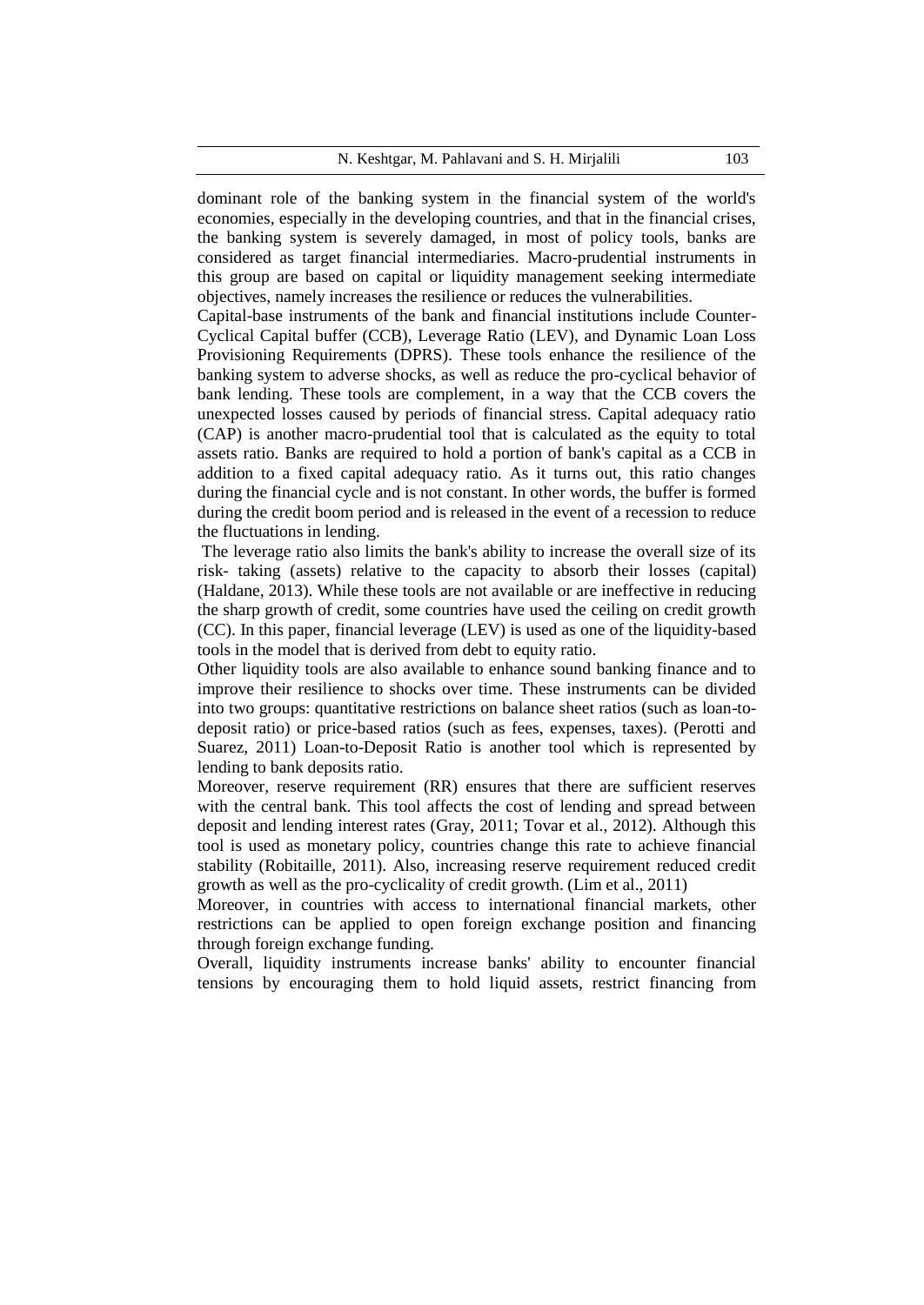dominant role of the banking system in the financial system of the world's economies, especially in the developing countries, and that in the financial crises, the banking system is severely damaged, in most of policy tools, banks are considered as target financial intermediaries. Macro-prudential instruments in this group are based on capital or liquidity management seeking intermediate objectives, namely increases the resilience or reduces the vulnerabilities.

Capital-base instruments of the bank and financial institutions include Counter-Cyclical Capital buffer (CCB), Leverage Ratio (LEV), and Dynamic Loan Loss Provisioning Requirements (DPRS). These tools enhance the resilience of the banking system to adverse shocks, as well as reduce the pro-cyclical behavior of bank lending. These tools are complement, in a way that the CCB covers the unexpected losses caused by periods of financial stress. Capital adequacy ratio (CAP) is another macro-prudential tool that is calculated as the equity to total assets ratio. Banks are required to hold a portion of bank's capital as a CCB in addition to a fixed capital adequacy ratio. As it turns out, this ratio changes during the financial cycle and is not constant. In other words, the buffer is formed during the credit boom period and is released in the event of a recession to reduce the fluctuations in lending.

The leverage ratio also limits the bank's ability to increase the overall size of its risk- taking (assets) relative to the capacity to absorb their losses (capital) (Haldane, 2013). While these tools are not available or are ineffective in reducing the sharp growth of credit, some countries have used the ceiling on credit growth (CC). In this paper, financial leverage (LEV) is used as one of the liquidity-based tools in the model that is derived from debt to equity ratio.

Other liquidity tools are also available to enhance sound banking finance and to improve their resilience to shocks over time. These instruments can be divided into two groups: quantitative restrictions on balance sheet ratios (such as loan-to-deposit ratio) or price-based ratios (such as fees, expenses, taxes). (Perotti and Suarez, 2011) Loan-to-Deposit Ratio is another tool which is represented by lending to bank deposits ratio.

Moreover, reserve requirement (RR) ensures that there are sufficient reserves with the central bank. This tool affects the cost of lending and spread between deposit and lending interest rates (Gray, 2011; Tovar et al., 2012). Although this tool is used as monetary policy, countries change this rate to achieve financial stability (Robitaille, 2011). Also, increasing reserve requirement reduced credit growth as well as the pro-cyclicality of credit growth. (Lim et al., 2011)

Moreover, in countries with access to international financial markets, other restrictions can be applied to open foreign exchange position and financing through foreign exchange funding.

Overall, liquidity instruments increase banks' ability to encounter financial tensions by encouraging them to hold liquid assets, restrict financing from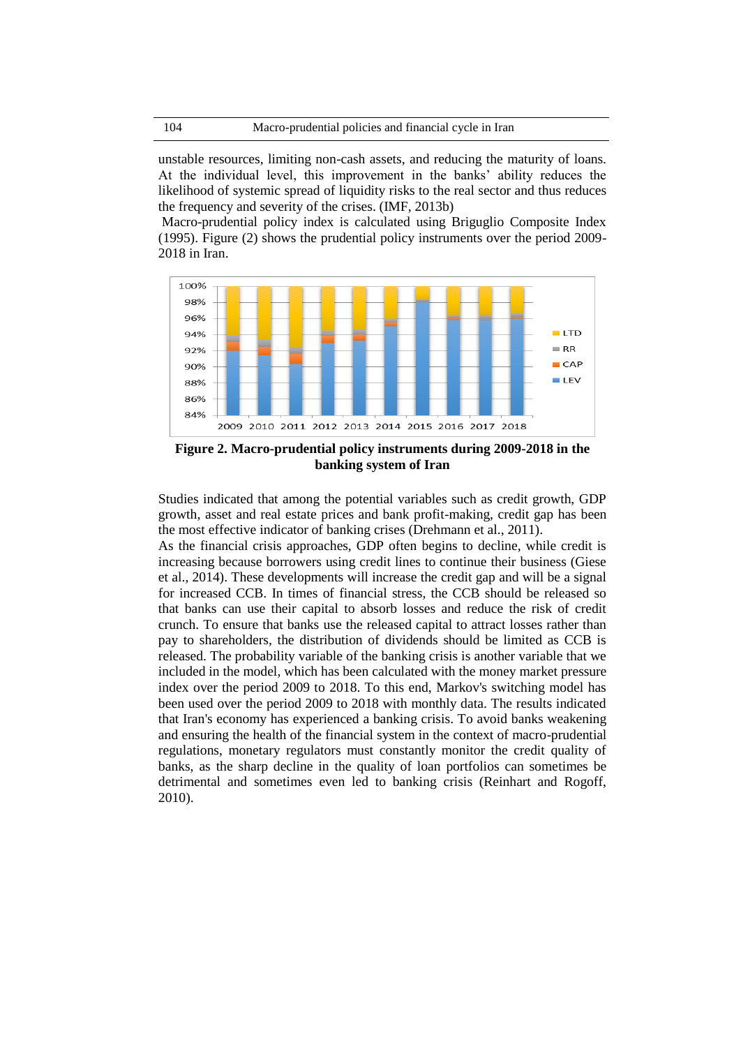unstable resources, limiting non-cash assets, and reducing the maturity of loans. At the individual level, this improvement in the banks' ability reduces the likelihood of systemic spread of liquidity risks to the real sector and thus reduces the frequency and severity of the crises. (IMF, 2013b)

Macro-prudential policy index is calculated using Briguglio Composite Index (1995). Figure (2) shows the prudential policy instruments over the period 2009-2018 in Iran.

**Figure 2. Macro-prudential policy instruments during 2009-2018 in the banking system of Iran**

Studies indicated that among the potential variables such as credit growth, GDP growth, asset and real estate prices and bank profit-making, credit gap has been the most effective indicator of banking crises (Drehmann et al., 2011).

As the financial crisis approaches, GDP often begins to decline, while credit is increasing because borrowers using credit lines to continue their business (Giese et al., 2014). These developments will increase the credit gap and will be a signal for increased CCB. In times of financial stress, the CCB should be released so that banks can use their capital to absorb losses and reduce the risk of credit crunch. To ensure that banks use the released capital to attract losses rather than pay to shareholders, the distribution of dividends should be limited as CCB is released. The probability variable of the banking crisis is another variable that we included in the model, which has been calculated with the money market pressure index over the period 2009 to 2018. To this end, Markov's switching model has been used over the period 2009 to 2018 with monthly data. The results indicated that Iran's economy has experienced a banking crisis. To avoid banks weakening and ensuring the health of the financial system in the context of macro-prudential regulations, monetary regulators must constantly monitor the credit quality of banks, as the sharp decline in the quality of loan portfolios can sometimes be detrimental and sometimes even led to banking crisis (Reinhart and Rogoff, 2010).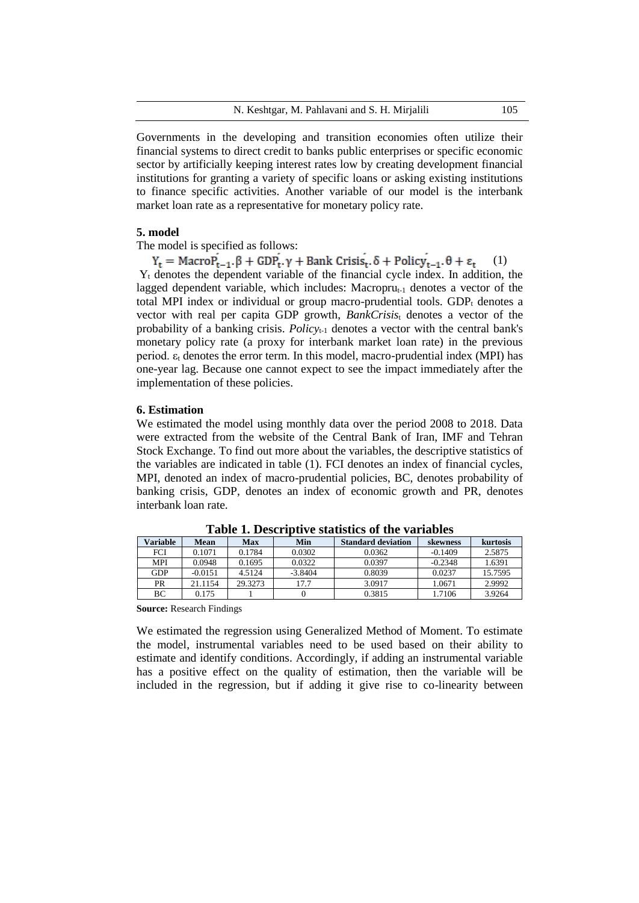Governments in the developing and transition economies often utilize their financial systems to direct credit to banks public enterprises or specific economic sector by artificially keeping interest rates low by creating development financial institutions for granting a variety of specific loans or asking existing institutions to finance specific activities. Another variable of our model is the interbank market loan rate as a representative for monetary policy rate.

### 5. model

The model is specified as follows:

$$Y_t = MacroP_{t-1}^{\prime}.\beta + GDP_t^{\prime}.\gamma + Bank\ Crisis_t^{\prime}.\delta + Policy_{t-1}^{\prime}.\theta + \varepsilon_t \quad (1)$$

$Y_t$ denotes the dependent variable of the financial cycle index. In addition, the lagged dependent variable, which includes: $Macropru_{t-1}$ denotes a vector of the total MPI index or individual or group macro-prudential tools. $GDP_t$ denotes a vector with real per capita GDP growth, $BankCrisis_t$ denotes a vector of the probability of a banking crisis. $Policy_{t-1}$ denotes a vector with the central bank's monetary policy rate (a proxy for interbank market loan rate) in the previous period. $\varepsilon_t$ denotes the error term. In this model, macro-prudential index (MPI) has one-year lag. Because one cannot expect to see the impact immediately after the implementation of these policies.

### 6. Estimation

We estimated the model using monthly data over the period 2008 to 2018. Data were extracted from the website of the Central Bank of Iran, IMF and Tehran Stock Exchange. To find out more about the variables, the descriptive statistics of the variables are indicated in table (1). FCI denotes an index of financial cycles, MPI, denoted an index of macro-prudential policies, BC, denotes probability of banking crisis, GDP, denotes an index of economic growth and PR, denotes interbank loan rate.

**Table 1. Descriptive statistics of the variables**

| Variable | Mean | Max | Min | Standard deviation | skewness | kurtosis |
|---|---|---|---|---|---|---|
| FCI | 0.1071 | 0.1784 | 0.0302 | 0.0362 | -0.1409 | 2.5875 |
| MPI | 0.0948 | 0.1695 | 0.0322 | 0.0397 | -0.2348 | 1.6391 |
| GDP | -0.0151 | 4.5124 | -3.8404 | 0.8039 | 0.0237 | 15.7595 |
| PR | 21.1154 | 29.3273 | 17.7 | 3.0917 | 1.0671 | 2.9992 |
| BC | 0.175 | 1 | 0 | 0.3815 | 1.7106 | 3.9264 |

**Source:** Research Findings

We estimated the regression using Generalized Method of Moment. To estimate the model, instrumental variables need to be used based on their ability to estimate and identify conditions. Accordingly, if adding an instrumental variable has a positive effect on the quality of estimation, then the variable will be included in the regression, but if adding it give rise to co-linearity between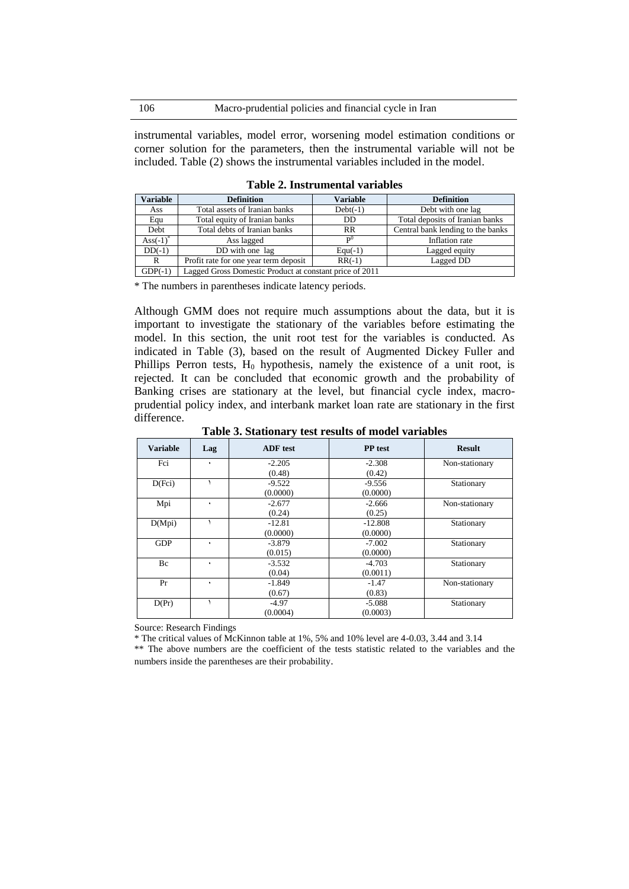instrumental variables, model error, worsening model estimation conditions or corner solution for the parameters, then the instrumental variable will not be included. Table (2) shows the instrumental variables included in the model.

**Table 2. Instrumental variables**

| Variable | Definition | Variable | Definition |
|---|---|---|---|
| Ass | Total assets of Iranian banks | Debt(-1) | Debt with one lag |
| Equ | Total equity of Iranian banks | DD | Total deposits of Iranian banks |
| Debt | Total debts of Iranian banks | RR | Central bank lending to the banks |
| Ass(-1)* | Ass lagged | $P^0$ | Inflation rate |
| DD(-1) | DD with one lag | Equ(-1) | Lagged equity |
| R | Profit rate for one year term deposit | RR(-1) | Lagged DD |
| GDP(-1) | Lagged Gross Domestic Product at constant price of 2011 | | |

* The numbers in parentheses indicate latency periods.

Although GMM does not require much assumptions about the data, but it is important to investigate the stationary of the variables before estimating the model. In this section, the unit root test for the variables is conducted. As indicated in Table (3), based on the result of Augmented Dickey Fuller and Phillips Perron tests, $H_0$ hypothesis, namely the existence of a unit root, is rejected. It can be concluded that economic growth and the probability of Banking crises are stationary at the level, but financial cycle index, macro-prudential policy index, and interbank market loan rate are stationary in the first difference.

**Table 3. Stationary test results of model variables**

| Variable | Lag | ADF test | PP test | Result |
|---|---|---|---|---|
| Fci | ٠ | -2.205 (0.48) | -2.308 (0.42) | Non-stationary |
| D(Fci) | ١ | -9.522 (0.0000) | -9.556 (0.0000) | Stationary |
| Mpi | ٠ | -2.677 (0.24) | -2.666 (0.25) | Non-stationary |
| D(Mpi) | ١ | -12.81 (0.0000) | -12.808 (0.0000) | Stationary |
| GDP | ٠ | -3.879 (0.015) | -7.002 (0.0000) | Stationary |
| Bc | ٠ | -3.532 (0.04) | -4.703 (0.0011) | Stationary |
| Pr | ٠ | -1.849 (0.67) | -1.47 (0.83) | Non-stationary |
| D(Pr) | ١ | -4.97 (0.0004) | -5.088 (0.0003) | Stationary |

Source: Research Findings

* The critical values of McKinnon table at 1%, 5% and 10% level are 4-0.03, 3.44 and 3.14

** The above numbers are the coefficient of the tests statistic related to the variables and the numbers inside the parentheses are their probability.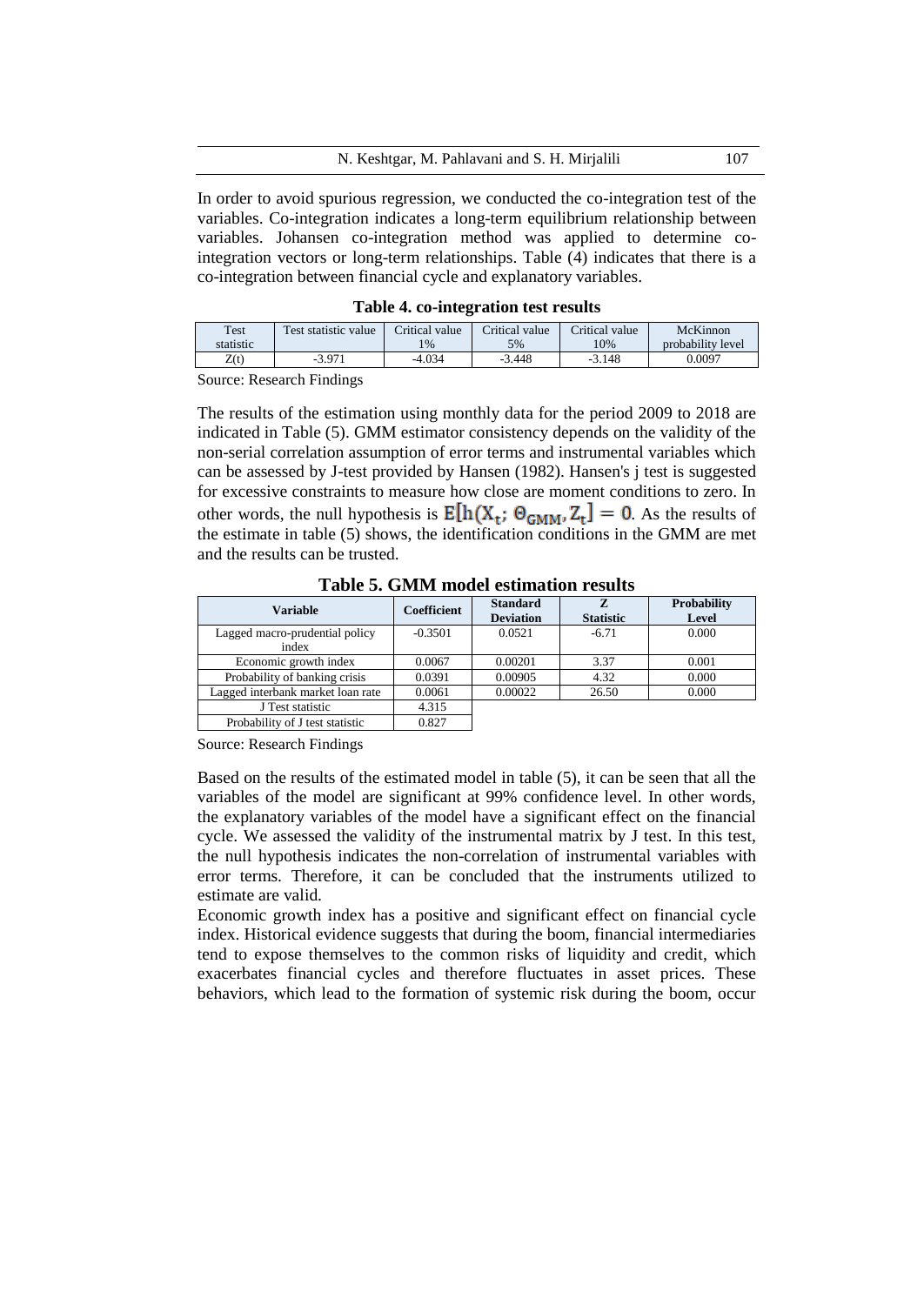In order to avoid spurious regression, we conducted the co-integration test of the variables. Co-integration indicates a long-term equilibrium relationship between variables. Johansen co-integration method was applied to determine co-integration vectors or long-term relationships. Table (4) indicates that there is a co-integration between financial cycle and explanatory variables.

**Table 4. co-integration test results**

| Test statistic | Test statistic value | Critical value 1% | Critical value 5% | Critical value 10% | McKinnon probability level |
|---|---|---|---|---|---|
| Z(t) | -3.971 | -4.034 | -3.448 | -3.148 | 0.0097 |

Source: Research Findings

The results of the estimation using monthly data for the period 2009 to 2018 are indicated in Table (5). GMM estimator consistency depends on the validity of the non-serial correlation assumption of error terms and instrumental variables which can be assessed by J-test provided by Hansen (1982). Hansen's j test is suggested for excessive constraints to measure how close are moment conditions to zero. In other words, the null hypothesis is $E[h(X_t;\, \Theta_{GMM}, Z_t] = 0$. As the results of the estimate in table (5) shows, the identification conditions in the GMM are met and the results can be trusted.

**Table 5. GMM model estimation results**

| Variable | Coefficient | Standard Deviation | Z Statistic | Probability Level |
|---|---|---|---|---|
| Lagged macro-prudential policy index | -0.3501 | 0.0521 | -6.71 | 0.000 |
| Economic growth index | 0.0067 | 0.00201 | 3.37 | 0.001 |
| Probability of banking crisis | 0.0391 | 0.00905 | 4.32 | 0.000 |
| Lagged interbank market loan rate | 0.0061 | 0.00022 | 26.50 | 0.000 |
| J Test statistic | 4.315 | | | |
| Probability of J test statistic | 0.827 | | | |

Source: Research Findings

Based on the results of the estimated model in table (5), it can be seen that all the variables of the model are significant at 99% confidence level. In other words, the explanatory variables of the model have a significant effect on the financial cycle. We assessed the validity of the instrumental matrix by J test. In this test, the null hypothesis indicates the non-correlation of instrumental variables with error terms. Therefore, it can be concluded that the instruments utilized to estimate are valid.

Economic growth index has a positive and significant effect on financial cycle index. Historical evidence suggests that during the boom, financial intermediaries tend to expose themselves to the common risks of liquidity and credit, which exacerbates financial cycles and therefore fluctuates in asset prices. These behaviors, which lead to the formation of systemic risk during the boom, occur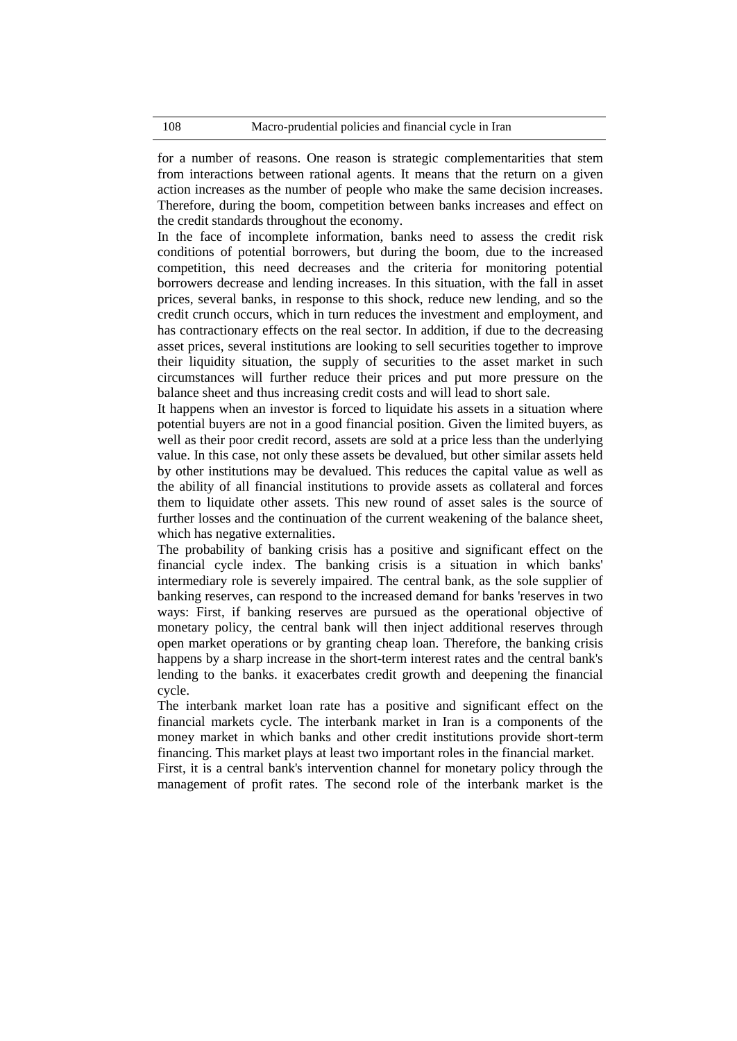for a number of reasons. One reason is strategic complementarities that stem from interactions between rational agents. It means that the return on a given action increases as the number of people who make the same decision increases. Therefore, during the boom, competition between banks increases and effect on the credit standards throughout the economy.

In the face of incomplete information, banks need to assess the credit risk conditions of potential borrowers, but during the boom, due to the increased competition, this need decreases and the criteria for monitoring potential borrowers decrease and lending increases. In this situation, with the fall in asset prices, several banks, in response to this shock, reduce new lending, and so the credit crunch occurs, which in turn reduces the investment and employment, and has contractionary effects on the real sector. In addition, if due to the decreasing asset prices, several institutions are looking to sell securities together to improve their liquidity situation, the supply of securities to the asset market in such circumstances will further reduce their prices and put more pressure on the balance sheet and thus increasing credit costs and will lead to short sale.

It happens when an investor is forced to liquidate his assets in a situation where potential buyers are not in a good financial position. Given the limited buyers, as well as their poor credit record, assets are sold at a price less than the underlying value. In this case, not only these assets be devalued, but other similar assets held by other institutions may be devalued. This reduces the capital value as well as the ability of all financial institutions to provide assets as collateral and forces them to liquidate other assets. This new round of asset sales is the source of further losses and the continuation of the current weakening of the balance sheet, which has negative externalities.

The probability of banking crisis has a positive and significant effect on the financial cycle index. The banking crisis is a situation in which banks' intermediary role is severely impaired. The central bank, as the sole supplier of banking reserves, can respond to the increased demand for banks 'reserves in two ways: First, if banking reserves are pursued as the operational objective of monetary policy, the central bank will then inject additional reserves through open market operations or by granting cheap loan. Therefore, the banking crisis happens by a sharp increase in the short-term interest rates and the central bank's lending to the banks. it exacerbates credit growth and deepening the financial cycle.

The interbank market loan rate has a positive and significant effect on the financial markets cycle. The interbank market in Iran is a components of the money market in which banks and other credit institutions provide short-term financing. This market plays at least two important roles in the financial market.

First, it is a central bank's intervention channel for monetary policy through the management of profit rates. The second role of the interbank market is the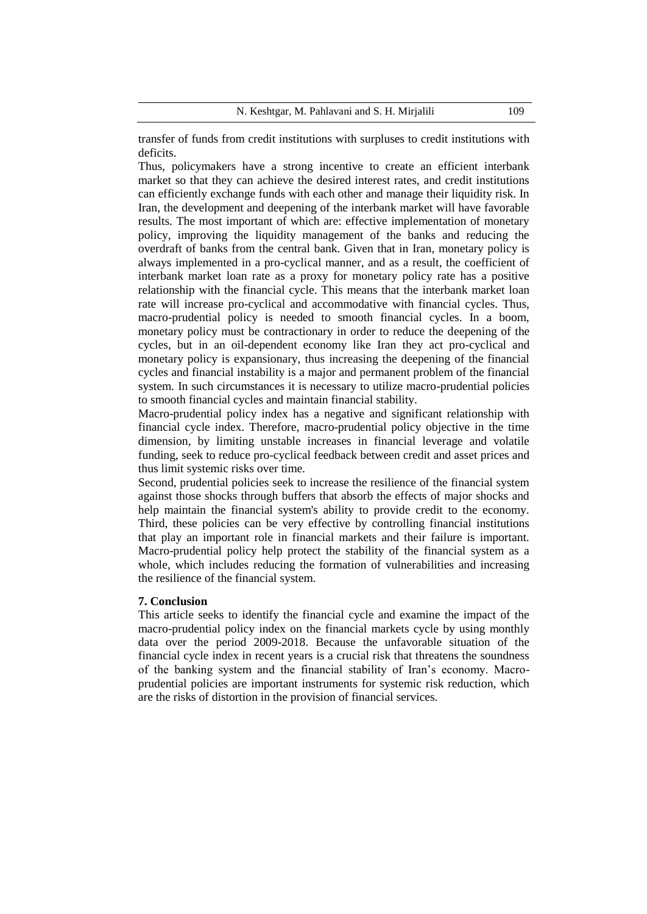transfer of funds from credit institutions with surpluses to credit institutions with deficits.

Thus, policymakers have a strong incentive to create an efficient interbank market so that they can achieve the desired interest rates, and credit institutions can efficiently exchange funds with each other and manage their liquidity risk. In Iran, the development and deepening of the interbank market will have favorable results. The most important of which are: effective implementation of monetary policy, improving the liquidity management of the banks and reducing the overdraft of banks from the central bank. Given that in Iran, monetary policy is always implemented in a pro-cyclical manner, and as a result, the coefficient of interbank market loan rate as a proxy for monetary policy rate has a positive relationship with the financial cycle. This means that the interbank market loan rate will increase pro-cyclical and accommodative with financial cycles. Thus, macro-prudential policy is needed to smooth financial cycles. In a boom, monetary policy must be contractionary in order to reduce the deepening of the cycles, but in an oil-dependent economy like Iran they act pro-cyclical and monetary policy is expansionary, thus increasing the deepening of the financial cycles and financial instability is a major and permanent problem of the financial system. In such circumstances it is necessary to utilize macro-prudential policies to smooth financial cycles and maintain financial stability.

Macro-prudential policy index has a negative and significant relationship with financial cycle index. Therefore, macro-prudential policy objective in the time dimension, by limiting unstable increases in financial leverage and volatile funding, seek to reduce pro-cyclical feedback between credit and asset prices and thus limit systemic risks over time.

Second, prudential policies seek to increase the resilience of the financial system against those shocks through buffers that absorb the effects of major shocks and help maintain the financial system's ability to provide credit to the economy. Third, these policies can be very effective by controlling financial institutions that play an important role in financial markets and their failure is important. Macro-prudential policy help protect the stability of the financial system as a whole, which includes reducing the formation of vulnerabilities and increasing the resilience of the financial system.

## 7. Conclusion

This article seeks to identify the financial cycle and examine the impact of the macro-prudential policy index on the financial markets cycle by using monthly data over the period 2009-2018. Because the unfavorable situation of the financial cycle index in recent years is a crucial risk that threatens the soundness of the banking system and the financial stability of Iran's economy. Macro-prudential policies are important instruments for systemic risk reduction, which are the risks of distortion in the provision of financial services.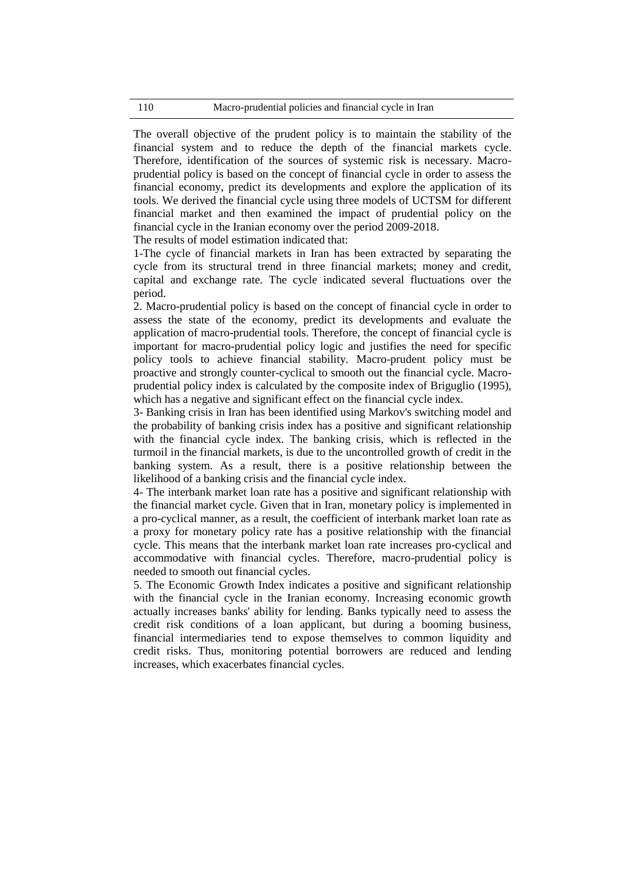The overall objective of the prudent policy is to maintain the stability of the financial system and to reduce the depth of the financial markets cycle. Therefore, identification of the sources of systemic risk is necessary. Macro-prudential policy is based on the concept of financial cycle in order to assess the financial economy, predict its developments and explore the application of its tools. We derived the financial cycle using three models of UCTSM for different financial market and then examined the impact of prudential policy on the financial cycle in the Iranian economy over the period 2009-2018.

The results of model estimation indicated that:

1-The cycle of financial markets in Iran has been extracted by separating the cycle from its structural trend in three financial markets; money and credit, capital and exchange rate. The cycle indicated several fluctuations over the period.

2. Macro-prudential policy is based on the concept of financial cycle in order to assess the state of the economy, predict its developments and evaluate the application of macro-prudential tools. Therefore, the concept of financial cycle is important for macro-prudential policy logic and justifies the need for specific policy tools to achieve financial stability. Macro-prudent policy must be proactive and strongly counter-cyclical to smooth out the financial cycle. Macro-prudential policy index is calculated by the composite index of Briguglio (1995), which has a negative and significant effect on the financial cycle index.

3- Banking crisis in Iran has been identified using Markov's switching model and the probability of banking crisis index has a positive and significant relationship with the financial cycle index. The banking crisis, which is reflected in the turmoil in the financial markets, is due to the uncontrolled growth of credit in the banking system. As a result, there is a positive relationship between the likelihood of a banking crisis and the financial cycle index.

4- The interbank market loan rate has a positive and significant relationship with the financial market cycle. Given that in Iran, monetary policy is implemented in a pro-cyclical manner, as a result, the coefficient of interbank market loan rate as a proxy for monetary policy rate has a positive relationship with the financial cycle. This means that the interbank market loan rate increases pro-cyclical and accommodative with financial cycles. Therefore, macro-prudential policy is needed to smooth out financial cycles.

5. The Economic Growth Index indicates a positive and significant relationship with the financial cycle in the Iranian economy. Increasing economic growth actually increases banks' ability for lending. Banks typically need to assess the credit risk conditions of a loan applicant, but during a booming business, financial intermediaries tend to expose themselves to common liquidity and credit risks. Thus, monitoring potential borrowers are reduced and lending increases, which exacerbates financial cycles.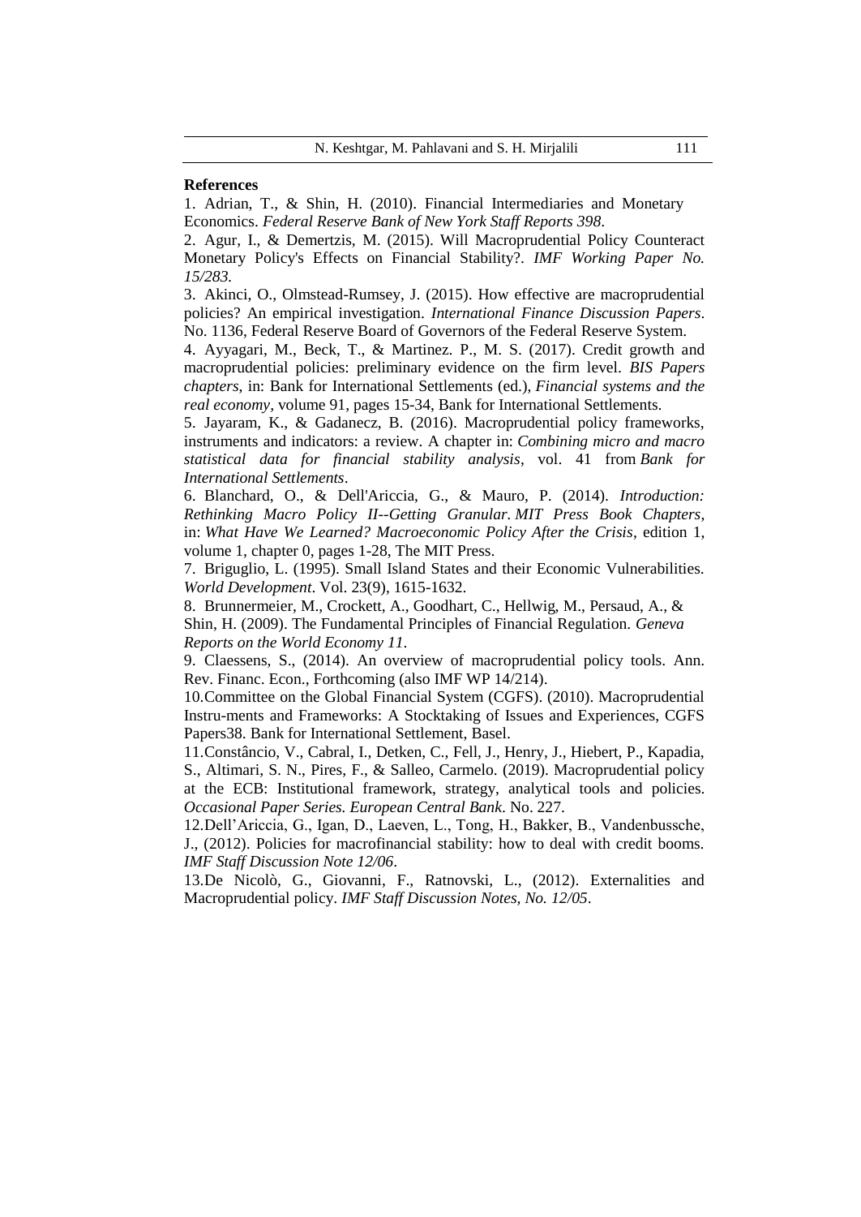**References**

1. Adrian, T., & Shin, H. (2010). Financial Intermediaries and Monetary Economics. *Federal Reserve Bank of New York Staff Reports 398*.

2. Agur, I., & Demertzis, M. (2015). Will Macroprudential Policy Counteract Monetary Policy's Effects on Financial Stability?. *IMF Working Paper No. 15/283.*

3. Akinci, O., Olmstead-Rumsey, J. (2015). How effective are macroprudential policies? An empirical investigation. *International Finance Discussion Papers*. No. 1136, Federal Reserve Board of Governors of the Federal Reserve System.

4. Ayyagari, M., Beck, T., & Martinez. P., M. S. (2017). Credit growth and macroprudential policies: preliminary evidence on the firm level. *BIS Papers chapters*, in: Bank for International Settlements (ed.), *Financial systems and the real economy*, volume 91, pages 15-34, Bank for International Settlements.

5. Jayaram, K., & Gadanecz, B. (2016). Macroprudential policy frameworks, instruments and indicators: a review. A chapter in: *Combining micro and macro statistical data for financial stability analysis*, vol. 41 from *Bank for International Settlements*.

6. Blanchard, O., & Dell'Ariccia, G., & Mauro, P. (2014). *Introduction: Rethinking Macro Policy II--Getting Granular. MIT Press Book Chapters*, in: *What Have We Learned? Macroeconomic Policy After the Crisis*, edition 1, volume 1, chapter 0, pages 1-28, The MIT Press.

7. Briguglio, L. (1995). Small Island States and their Economic Vulnerabilities. *World Development*. Vol. 23(9), 1615-1632.

8. Brunnermeier, M., Crockett, A., Goodhart, C., Hellwig, M., Persaud, A., & Shin, H. (2009). The Fundamental Principles of Financial Regulation. *Geneva Reports on the World Economy 11*.

9. Claessens, S., (2014). An overview of macroprudential policy tools. Ann. Rev. Financ. Econ., Forthcoming (also IMF WP 14/214).

10. Committee on the Global Financial System (CGFS). (2010). Macroprudential Instru-ments and Frameworks: A Stocktaking of Issues and Experiences, CGFS Papers38. Bank for International Settlement, Basel.

11. Constâncio, V., Cabral, I., Detken, C., Fell, J., Henry, J., Hiebert, P., Kapadia, S., Altimari, S. N., Pires, F., & Salleo, Carmelo. (2019). Macroprudential policy at the ECB: Institutional framework, strategy, analytical tools and policies. *Occasional Paper Series. European Central Bank*. No. 227.

12. Dell'Ariccia, G., Igan, D., Laeven, L., Tong, H., Bakker, B., Vandenbussche, J., (2012). Policies for macrofinancial stability: how to deal with credit booms. *IMF Staff Discussion Note 12/06*.

13. De Nicolò, G., Giovanni, F., Ratnovski, L., (2012). Externalities and Macroprudential policy. *IMF Staff Discussion Notes, No. 12/05*.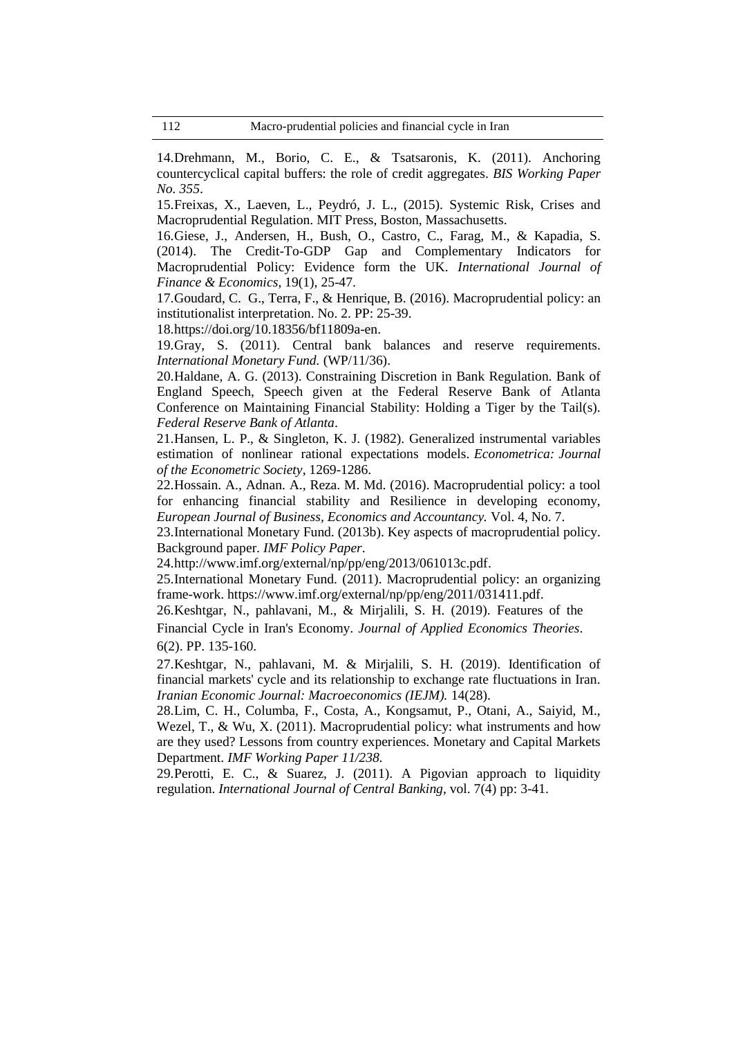14.Drehmann, M., Borio, C. E., & Tsatsaronis, K. (2011). Anchoring countercyclical capital buffers: the role of credit aggregates. *BIS Working Paper No. 355*.

15.Freixas, X., Laeven, L., Peydró, J. L., (2015). Systemic Risk, Crises and Macroprudential Regulation. MIT Press, Boston, Massachusetts.

16.Giese, J., Andersen, H., Bush, O., Castro, C., Farag, M., & Kapadia, S. (2014). The Credit-To-GDP Gap and Complementary Indicators for Macroprudential Policy: Evidence form the UK. *International Journal of Finance & Economics*, 19(1), 25-47.

17.Goudard, C. G., Terra, F., & Henrique, B. (2016). Macroprudential policy: an institutionalist interpretation. No. 2. PP: 25-39.

18.https://doi.org/10.18356/bf11809a-en.

19.Gray, S. (2011). Central bank balances and reserve requirements. *International Monetary Fund.* (WP/11/36).

20.Haldane, A. G. (2013). Constraining Discretion in Bank Regulation. Bank of England Speech, Speech given at the Federal Reserve Bank of Atlanta Conference on Maintaining Financial Stability: Holding a Tiger by the Tail(s). *Federal Reserve Bank of Atlanta*.

21.Hansen, L. P., & Singleton, K. J. (1982). Generalized instrumental variables estimation of nonlinear rational expectations models. *Econometrica: Journal of the Econometric Society*, 1269-1286.

22.Hossain. A., Adnan. A., Reza. M. Md. (2016). Macroprudential policy: a tool for enhancing financial stability and Resilience in developing economy, *European Journal of Business, Economics and Accountancy.* Vol. 4, No. 7.

23.International Monetary Fund. (2013b). Key aspects of macroprudential policy. Background paper. *IMF Policy Paper*.

24.http://www.imf.org/external/np/pp/eng/2013/061013c.pdf.

25.International Monetary Fund. (2011). Macroprudential policy: an organizing frame-work. https://www.imf.org/external/np/pp/eng/2011/031411.pdf.

26.Keshtgar, N., pahlavani, M., & Mirjalili, S. H. (2019). Features of the Financial Cycle in Iran's Economy. *Journal of Applied Economics Theories*. 6(2). PP. 135-160.

27.Keshtgar, N., pahlavani, M. & Mirjalili, S. H. (2019). Identification of financial markets' cycle and its relationship to exchange rate fluctuations in Iran. *Iranian Economic Journal: Macroeconomics (IEJM).* 14(28).

28.Lim, C. H., Columba, F., Costa, A., Kongsamut, P., Otani, A., Saiyid, M., Wezel, T., & Wu, X. (2011). Macroprudential policy: what instruments and how are they used? Lessons from country experiences. Monetary and Capital Markets Department. *IMF Working Paper 11/238.*

29.Perotti, E. C., & Suarez, J. (2011). A Pigovian approach to liquidity regulation. *International Journal of Central Banking*, vol. 7(4) pp: 3-41.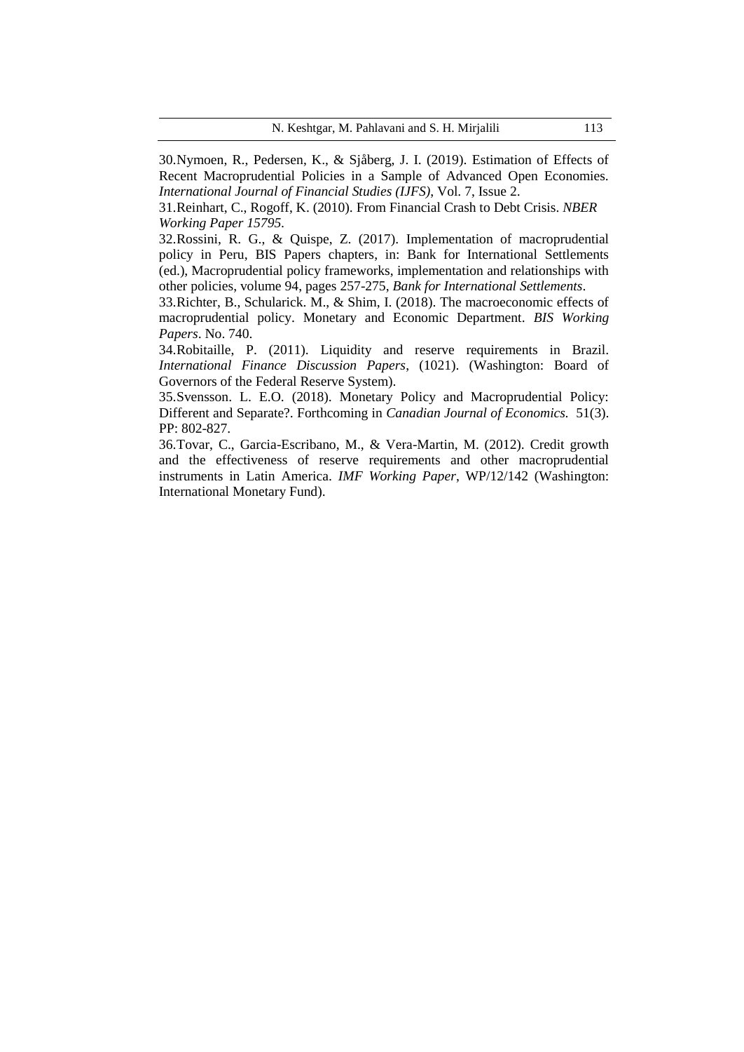30.Nymoen, R., Pedersen, K., & Sjåberg, J. I. (2019). Estimation of Effects of Recent Macroprudential Policies in a Sample of Advanced Open Economies. *International Journal of Financial Studies (IJFS)*, Vol. 7, Issue 2.

31.Reinhart, C., Rogoff, K. (2010). From Financial Crash to Debt Crisis. *NBER Working Paper 15795.*

32.Rossini, R. G., & Quispe, Z. (2017). Implementation of macroprudential policy in Peru, BIS Papers chapters, in: Bank for International Settlements (ed.), Macroprudential policy frameworks, implementation and relationships with other policies, volume 94, pages 257-275, *Bank for International Settlements*.

33.Richter, B., Schularick. M., & Shim, I. (2018). The macroeconomic effects of macroprudential policy. Monetary and Economic Department. *BIS Working Papers*. No. 740.

34.Robitaille, P. (2011). Liquidity and reserve requirements in Brazil. *International Finance Discussion Papers*, (1021). (Washington: Board of Governors of the Federal Reserve System).

35.Svensson. L. E.O. (2018). Monetary Policy and Macroprudential Policy: Different and Separate?. Forthcoming in *Canadian Journal of Economics.* 51(3). PP: 802-827.

36.Tovar, C., Garcia-Escribano, M., & Vera-Martin, M. (2012). Credit growth and the effectiveness of reserve requirements and other macroprudential instruments in Latin America. *IMF Working Paper*, WP/12/142 (Washington: International Monetary Fund).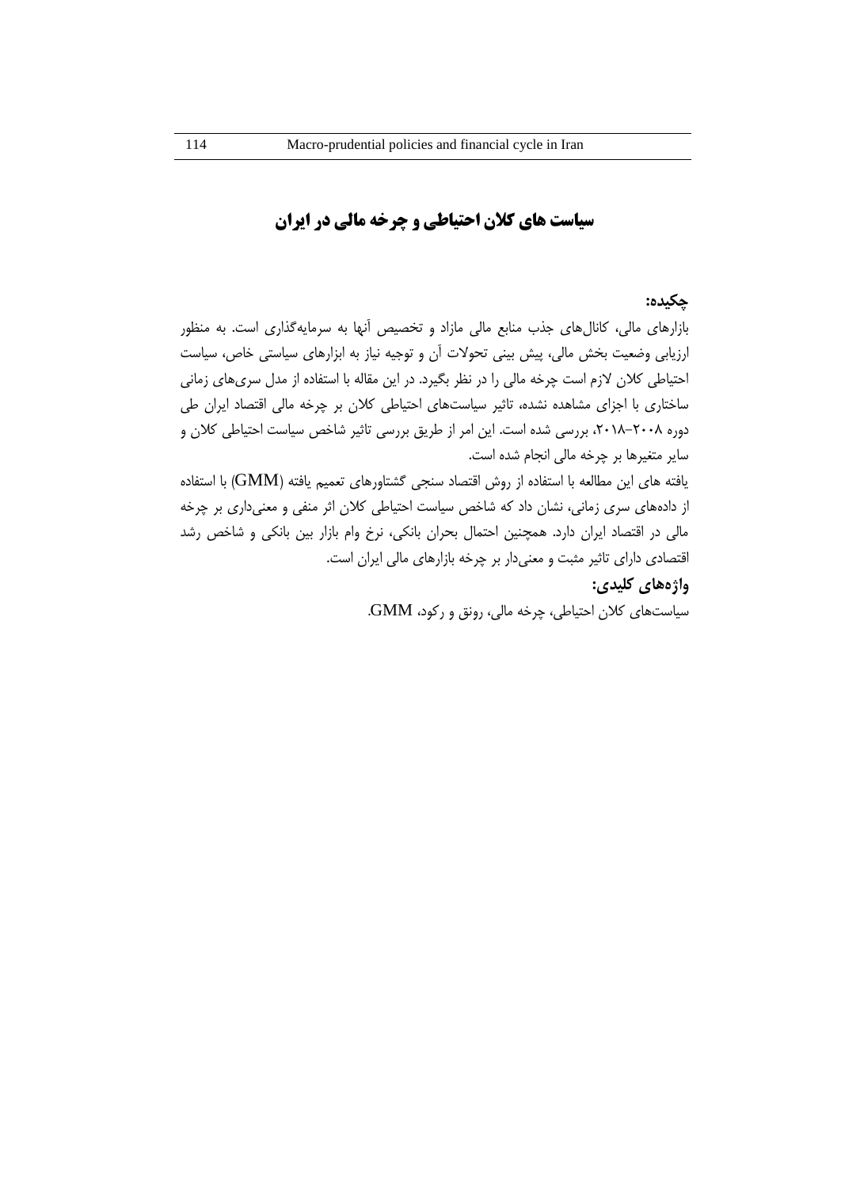# سیاست های کلان احتیاطی و چرخه مالی در ایران

**چکیده:**

بازارهای مالی، کانال‌های جذب منابع مالی مازاد و تخصیص آنها به سرمایه‌گذاری است. به منظور ارزیابی وضعیت بخش مالی، پیش بینی تحولات آن و توجیه نیاز به ابزارهای سیاستی خاص، سیاست احتیاطی کلان لازم است چرخه مالی را در نظر بگیرد. در این مقاله با استفاده از مدل سری‌های زمانی ساختاری با اجزای مشاهده نشده، تاثیر سیاست‌های احتیاطی کلان بر چرخه مالی اقتصاد ایران طی دوره ۲۰۰۸–۲۰۱۸، بررسی شده است. این امر از طریق بررسی تاثیر شاخص سیاست احتیاطی کلان و سایر متغیرها بر چرخه مالی انجام شده است.

یافته های این مطالعه با استفاده از روش اقتصاد سنجی گشتاورهای تعمیم یافته (GMM) با استفاده از داده‌های سری زمانی، نشان داد که شاخص سیاست احتیاطی کلان اثر منفی و معنی‌داری بر چرخه مالی در اقتصاد ایران دارد. همچنین احتمال بحران بانکی، نرخ وام بازار بین بانکی و شاخص رشد اقتصادی دارای تاثیر مثبت و معنی‌دار بر چرخه بازارهای مالی ایران است.

**واژه‌های کلیدی:**

سیاست‌های کلان احتیاطی، چرخه مالی، رونق و رکود، GMM.